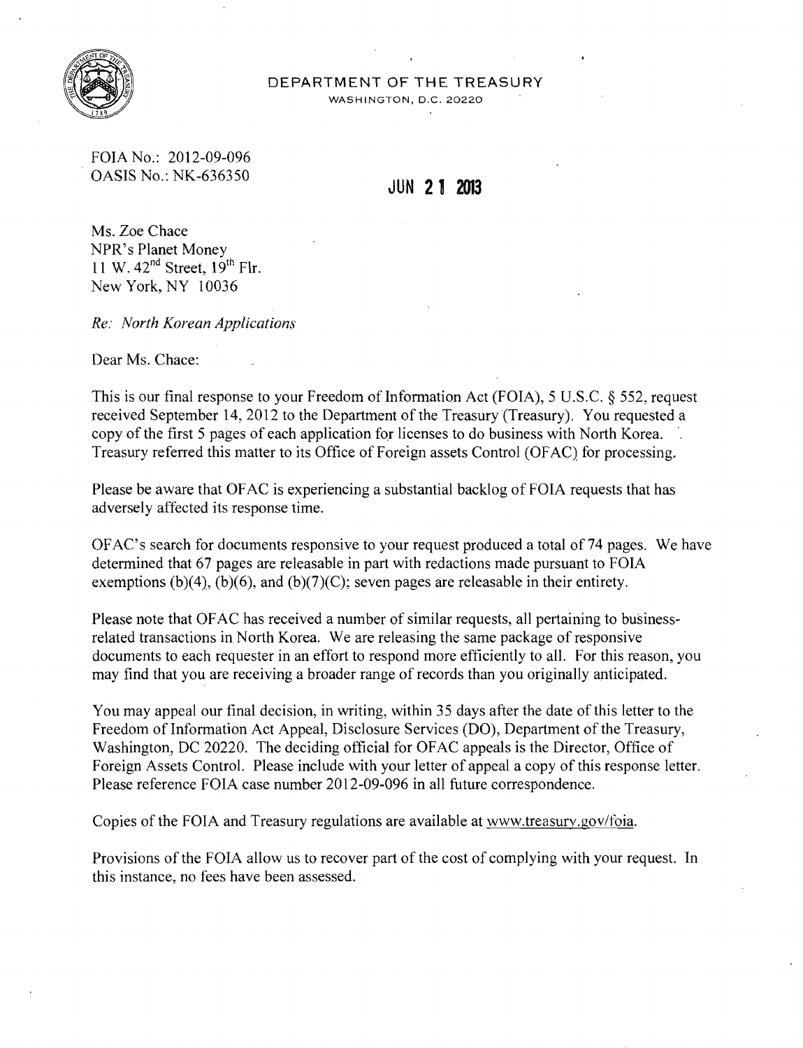DEPARTMENT OF THE TREASURY
WASHINGTON, D.C. 20220

FOIA No.: 2012-09-096
OASIS No.: NK-636350

JUN 21 2013

Ms. Zoe Chace
NPR's Planet Money
11 W. 42nd Street, 19th Flr.
New York, NY 10036

*Re: North Korean Applications*

Dear Ms. Chace:

This is our final response to your Freedom of Information Act (FOIA), 5 U.S.C. § 552, request received September 14, 2012 to the Department of the Treasury (Treasury). You requested a copy of the first 5 pages of each application for licenses to do business with North Korea. Treasury referred this matter to its Office of Foreign assets Control (OFAC) for processing.

Please be aware that OFAC is experiencing a substantial backlog of FOIA requests that has adversely affected its response time.

OFAC's search for documents responsive to your request produced a total of 74 pages. We have determined that 67 pages are releasable in part with redactions made pursuant to FOIA exemptions (b)(4), (b)(6), and (b)(7)(C); seven pages are releasable in their entirety.

Please note that OFAC has received a number of similar requests, all pertaining to business-related transactions in North Korea. We are releasing the same package of responsive documents to each requester in an effort to respond more efficiently to all. For this reason, you may find that you are receiving a broader range of records than you originally anticipated.

You may appeal our final decision, in writing, within 35 days after the date of this letter to the Freedom of Information Act Appeal, Disclosure Services (DO), Department of the Treasury, Washington, DC 20220. The deciding official for OFAC appeals is the Director, Office of Foreign Assets Control. Please include with your letter of appeal a copy of this response letter. Please reference FOIA case number 2012-09-096 in all future correspondence.

Copies of the FOIA and Treasury regulations are available at www.treasury.gov/foia.

Provisions of the FOIA allow us to recover part of the cost of complying with your request. In this instance, no fees have been assessed.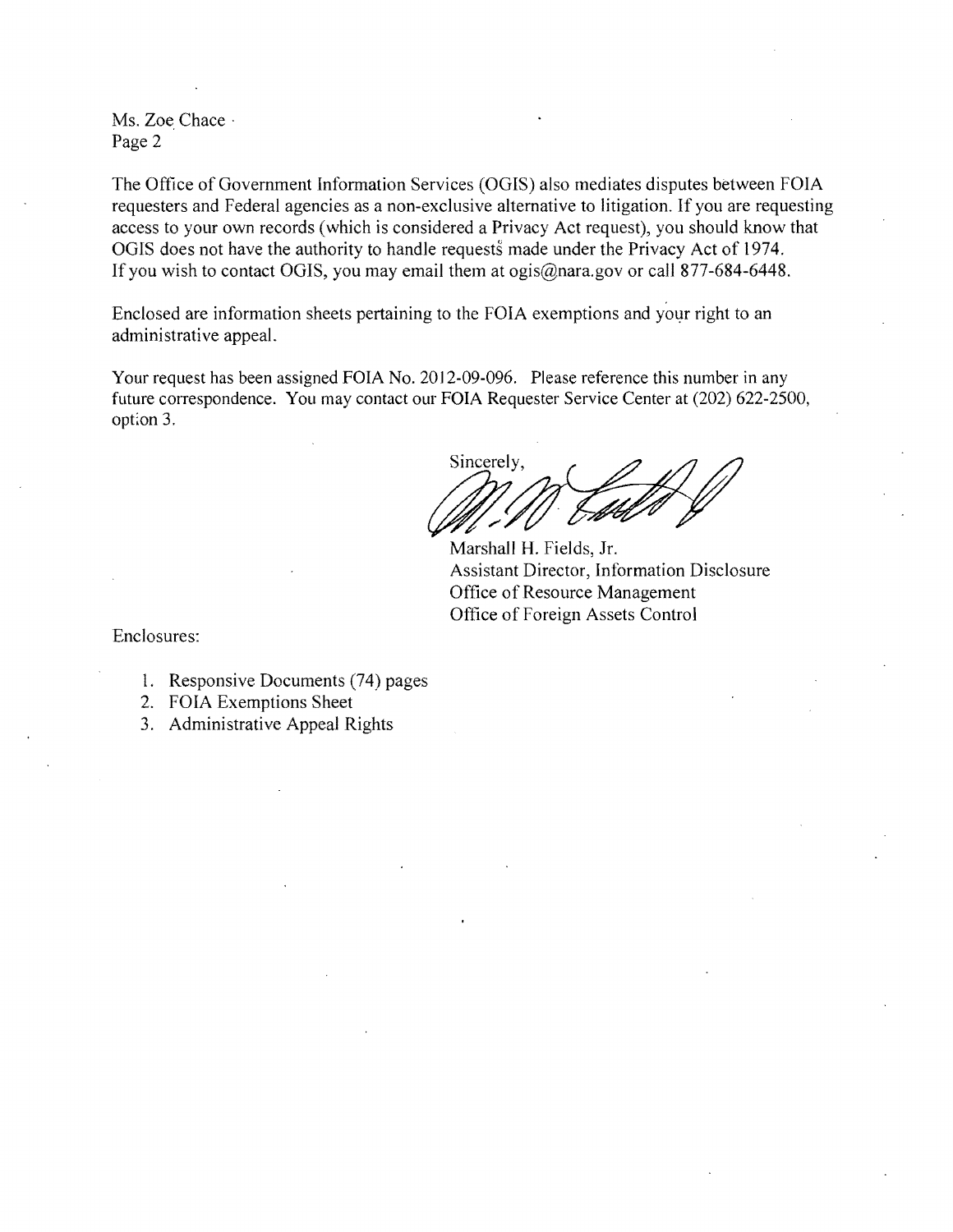Ms. Zoe Chace
Page 2

The Office of Government Information Services (OGIS) also mediates disputes between FOIA requesters and Federal agencies as a non-exclusive alternative to litigation. If you are requesting access to your own records (which is considered a Privacy Act request), you should know that OGIS does not have the authority to handle requests made under the Privacy Act of 1974. If you wish to contact OGIS, you may email them at ogis@nara.gov or call 877-684-6448.

Enclosed are information sheets pertaining to the FOIA exemptions and your right to an administrative appeal.

Your request has been assigned FOIA No. 2012-09-096. Please reference this number in any future correspondence. You may contact our FOIA Requester Service Center at (202) 622-2500, option 3.

Sincerely,

Marshall H. Fields, Jr.
Assistant Director, Information Disclosure
Office of Resource Management
Office of Foreign Assets Control

Enclosures:

1. Responsive Documents (74) pages
2. FOIA Exemptions Sheet
3. Administrative Appeal Rights